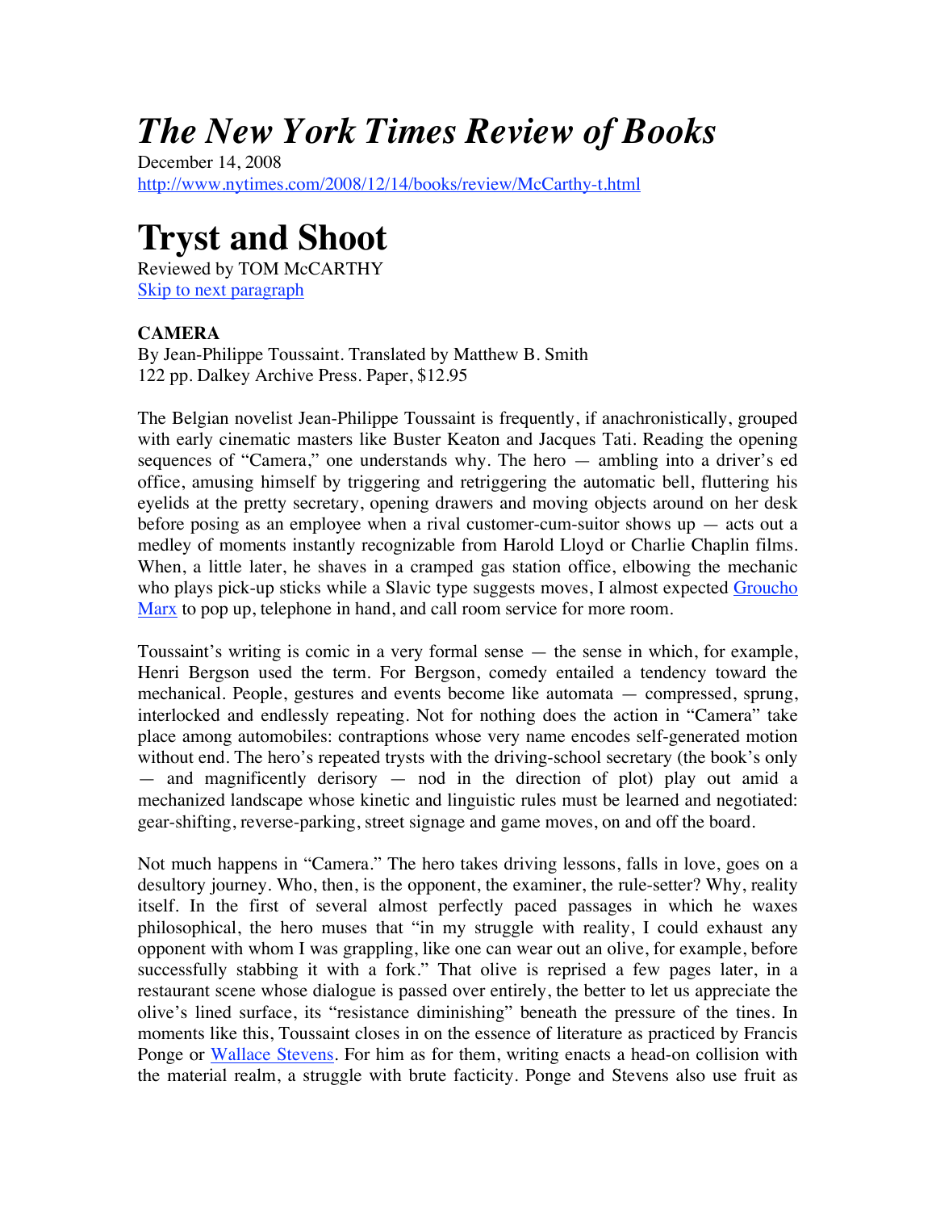# *The New York Times Review of Books*

December 14, 2008
http://www.nytimes.com/2008/12/14/books/review/McCarthy-t.html

# Tryst and Shoot

Reviewed by TOM McCARTHY
Skip to next paragraph

**CAMERA**
By Jean-Philippe Toussaint. Translated by Matthew B. Smith
122 pp. Dalkey Archive Press. Paper, $12.95

The Belgian novelist Jean-Philippe Toussaint is frequently, if anachronistically, grouped with early cinematic masters like Buster Keaton and Jacques Tati. Reading the opening sequences of "Camera," one understands why. The hero — ambling into a driver's ed office, amusing himself by triggering and retriggering the automatic bell, fluttering his eyelids at the pretty secretary, opening drawers and moving objects around on her desk before posing as an employee when a rival customer-cum-suitor shows up — acts out a medley of moments instantly recognizable from Harold Lloyd or Charlie Chaplin films. When, a little later, he shaves in a cramped gas station office, elbowing the mechanic who plays pick-up sticks while a Slavic type suggests moves, I almost expected Groucho Marx to pop up, telephone in hand, and call room service for more room.

Toussaint's writing is comic in a very formal sense — the sense in which, for example, Henri Bergson used the term. For Bergson, comedy entailed a tendency toward the mechanical. People, gestures and events become like automata — compressed, sprung, interlocked and endlessly repeating. Not for nothing does the action in "Camera" take place among automobiles: contraptions whose very name encodes self-generated motion without end. The hero's repeated trysts with the driving-school secretary (the book's only — and magnificently derisory — nod in the direction of plot) play out amid a mechanized landscape whose kinetic and linguistic rules must be learned and negotiated: gear-shifting, reverse-parking, street signage and game moves, on and off the board.

Not much happens in "Camera." The hero takes driving lessons, falls in love, goes on a desultory journey. Who, then, is the opponent, the examiner, the rule-setter? Why, reality itself. In the first of several almost perfectly paced passages in which he waxes philosophical, the hero muses that "in my struggle with reality, I could exhaust any opponent with whom I was grappling, like one can wear out an olive, for example, before successfully stabbing it with a fork." That olive is reprised a few pages later, in a restaurant scene whose dialogue is passed over entirely, the better to let us appreciate the olive's lined surface, its "resistance diminishing" beneath the pressure of the tines. In moments like this, Toussaint closes in on the essence of literature as practiced by Francis Ponge or Wallace Stevens. For him as for them, writing enacts a head-on collision with the material realm, a struggle with brute facticity. Ponge and Stevens also use fruit as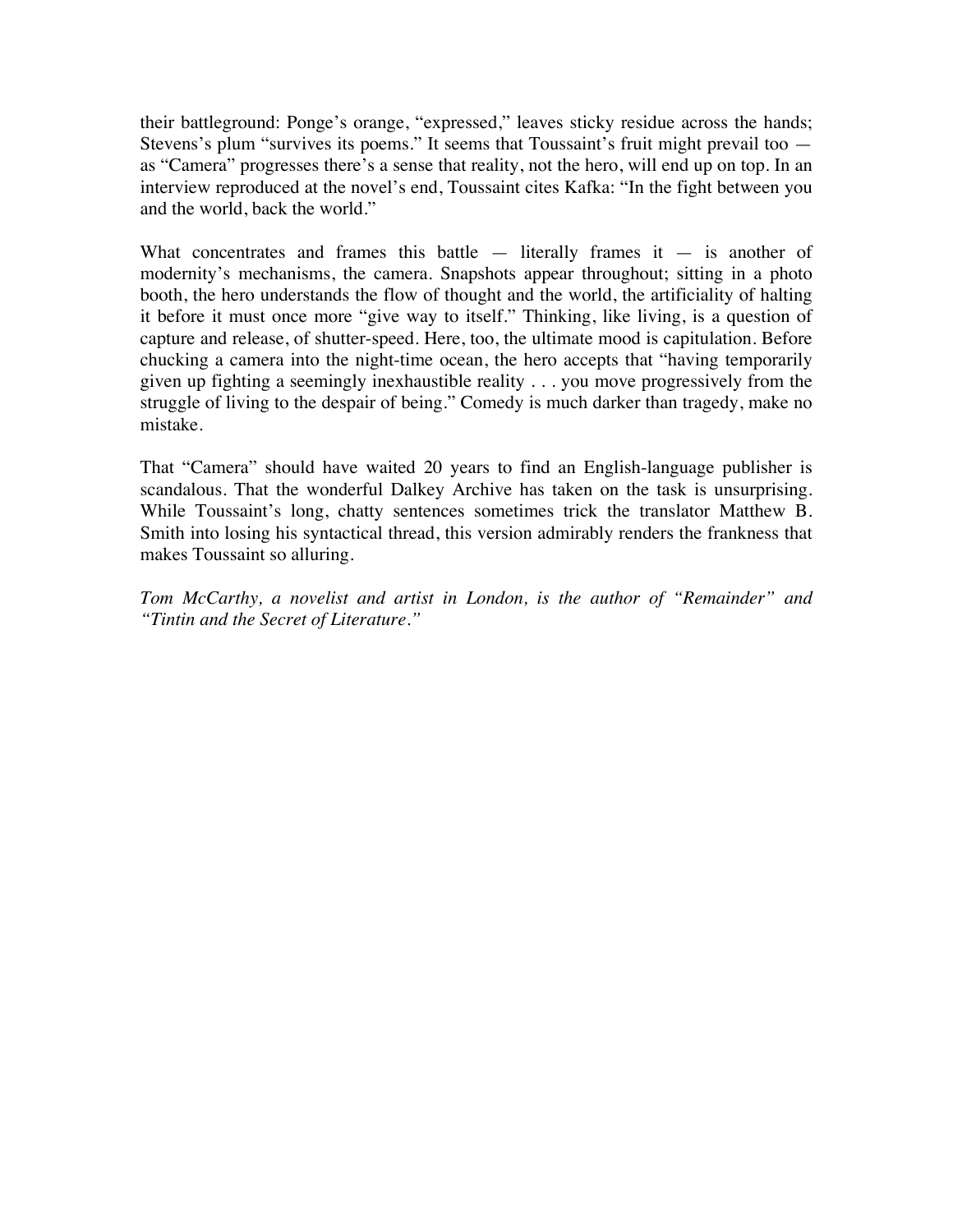their battleground: Ponge's orange, "expressed," leaves sticky residue across the hands; Stevens's plum "survives its poems." It seems that Toussaint's fruit might prevail too — as "Camera" progresses there's a sense that reality, not the hero, will end up on top. In an interview reproduced at the novel's end, Toussaint cites Kafka: "In the fight between you and the world, back the world."

What concentrates and frames this battle — literally frames it — is another of modernity's mechanisms, the camera. Snapshots appear throughout; sitting in a photo booth, the hero understands the flow of thought and the world, the artificiality of halting it before it must once more "give way to itself." Thinking, like living, is a question of capture and release, of shutter-speed. Here, too, the ultimate mood is capitulation. Before chucking a camera into the night-time ocean, the hero accepts that "having temporarily given up fighting a seemingly inexhaustible reality . . . you move progressively from the struggle of living to the despair of being." Comedy is much darker than tragedy, make no mistake.

That "Camera" should have waited 20 years to find an English-language publisher is scandalous. That the wonderful Dalkey Archive has taken on the task is unsurprising. While Toussaint's long, chatty sentences sometimes trick the translator Matthew B. Smith into losing his syntactical thread, this version admirably renders the frankness that makes Toussaint so alluring.

*Tom McCarthy, a novelist and artist in London, is the author of "Remainder" and "Tintin and the Secret of Literature."*